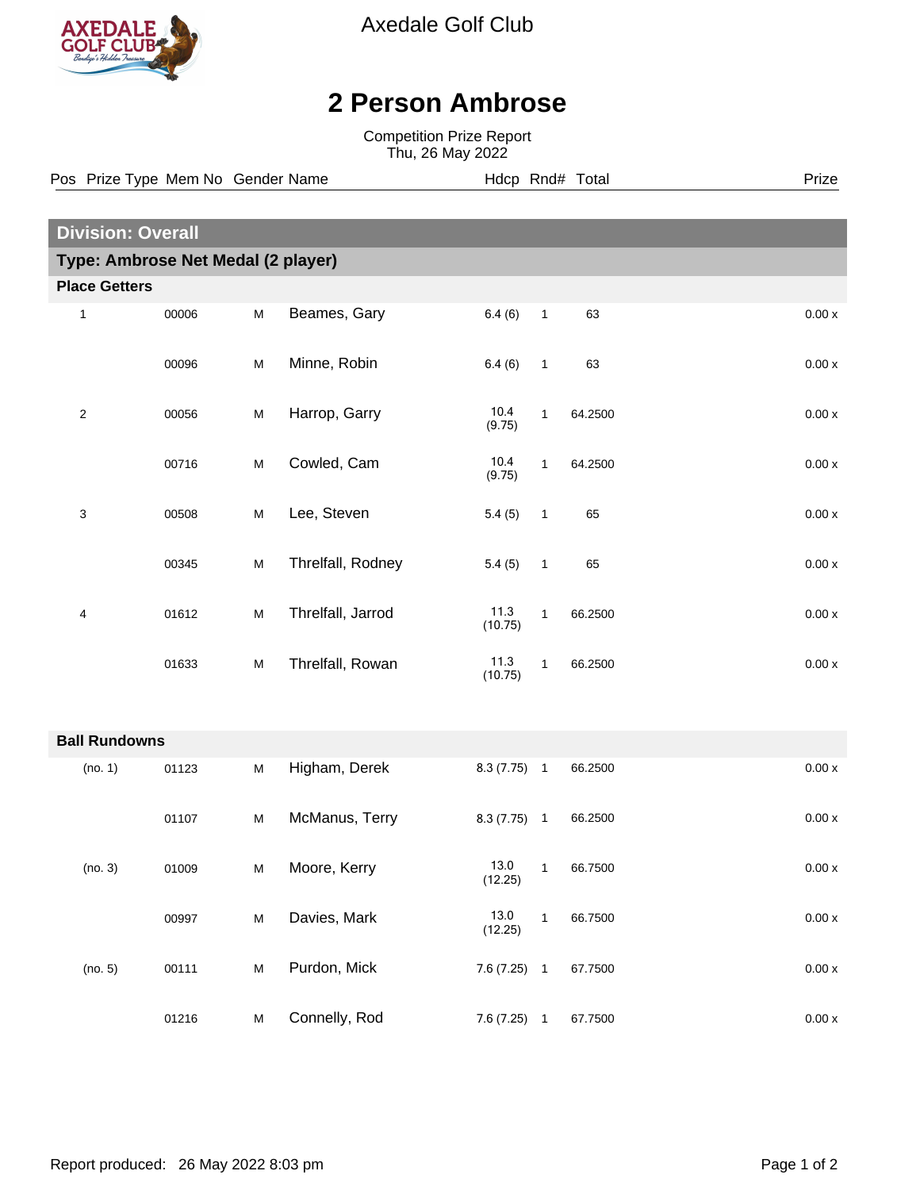# Axedale Golf Club

## 2 Person Ambrose

Competition Prize Report
Thu, 26 May 2022

### Division: Overall

#### Type: Ambrose Net Medal (2 player)

**Place Getters**

| Pos | Prize Type | Mem No | Gender | Name | Hdcp | Rnd# | Total | Prize |
|---|---|---|---|---|---|---|---|---|
| 1 | | 00006 | M | Beames, Gary | 6.4 (6) | 1 | 63 | 0.00 x |
| | | 00096 | M | Minne, Robin | 6.4 (6) | 1 | 63 | 0.00 x |
| 2 | | 00056 | M | Harrop, Garry | 10.4 (9.75) | 1 | 64.2500 | 0.00 x |
| | | 00716 | M | Cowled, Cam | 10.4 (9.75) | 1 | 64.2500 | 0.00 x |
| 3 | | 00508 | M | Lee, Steven | 5.4 (5) | 1 | 65 | 0.00 x |
| | | 00345 | M | Threlfall, Rodney | 5.4 (5) | 1 | 65 | 0.00 x |
| 4 | | 01612 | M | Threlfall, Jarrod | 11.3 (10.75) | 1 | 66.2500 | 0.00 x |
| | | 01633 | M | Threlfall, Rowan | 11.3 (10.75) | 1 | 66.2500 | 0.00 x |

**Ball Rundowns**

| Pos | Prize Type | Mem No | Gender | Name | Hdcp | Rnd# | Total | Prize |
|---|---|---|---|---|---|---|---|---|
| (no. 1) | | 01123 | M | Higham, Derek | 8.3 (7.75) | 1 | 66.2500 | 0.00 x |
| | | 01107 | M | McManus, Terry | 8.3 (7.75) | 1 | 66.2500 | 0.00 x |
| (no. 3) | | 01009 | M | Moore, Kerry | 13.0 (12.25) | 1 | 66.7500 | 0.00 x |
| | | 00997 | M | Davies, Mark | 13.0 (12.25) | 1 | 66.7500 | 0.00 x |
| (no. 5) | | 00111 | M | Purdon, Mick | 7.6 (7.25) | 1 | 67.7500 | 0.00 x |
| | | 01216 | M | Connelly, Rod | 7.6 (7.25) | 1 | 67.7500 | 0.00 x |

Report produced: 26 May 2022 8:03 pm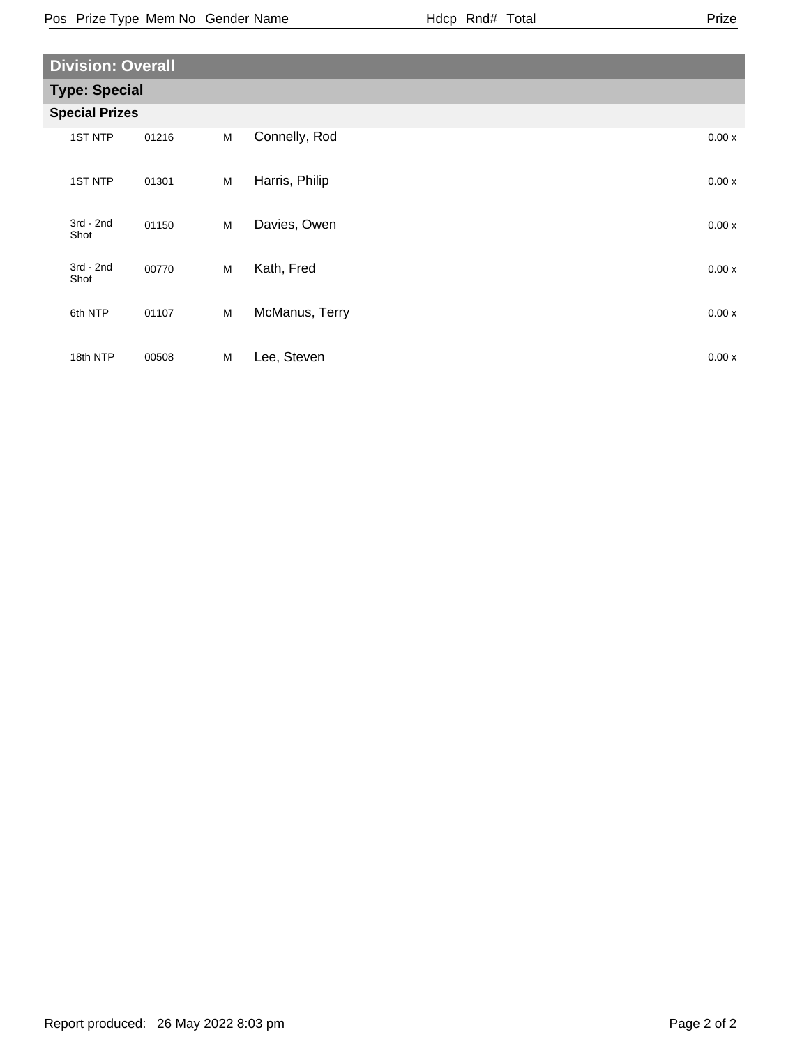## Division: Overall

### Type: Special

#### Special Prizes

| Pos | Prize Type | Mem No | Gender | Name | Hdcp | Rnd# | Total | Prize |
|---|---|---|---|---|---|---|---|---|
| | 1ST NTP | 01216 | M | Connelly, Rod | | | | 0.00 x |
| | 1ST NTP | 01301 | M | Harris, Philip | | | | 0.00 x |
| | 3rd - 2nd Shot | 01150 | M | Davies, Owen | | | | 0.00 x |
| | 3rd - 2nd Shot | 00770 | M | Kath, Fred | | | | 0.00 x |
| | 6th NTP | 01107 | M | McManus, Terry | | | | 0.00 x |
| | 18th NTP | 00508 | M | Lee, Steven | | | | 0.00 x |